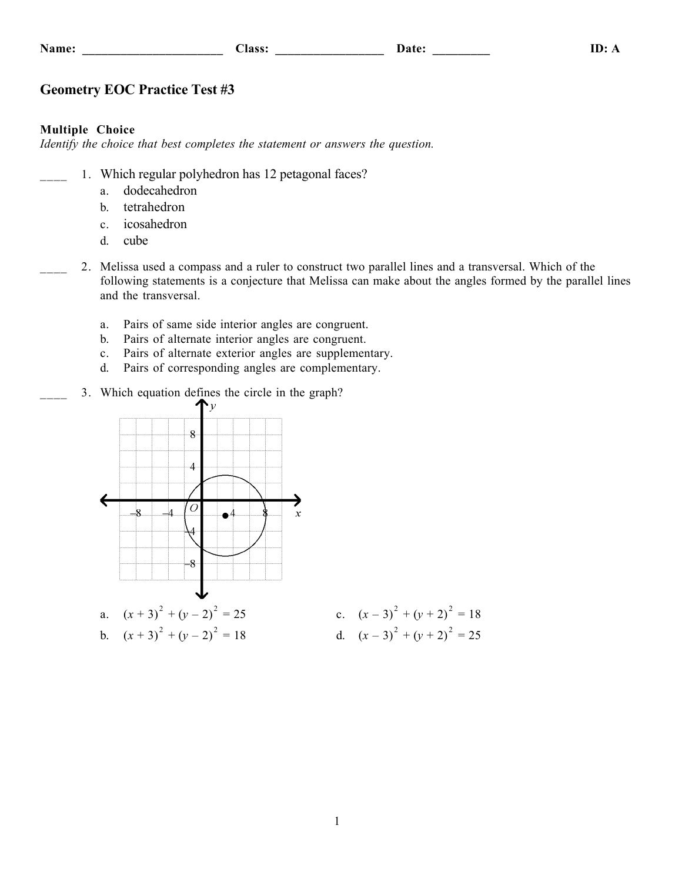Name: ______________________ Class: _________________ Date: _________ ID: A

# Geometry EOC Practice Test #3

**Multiple Choice**

*Identify the choice that best completes the statement or answers the question.*

____ 1. Which regular polyhedron has 12 petagonal faces?

a. dodecahedron
b. tetrahedron
c. icosahedron
d. cube

____ 2. Melissa used a compass and a ruler to construct two parallel lines and a transversal. Which of the following statements is a conjecture that Melissa can make about the angles formed by the parallel lines and the transversal.

a. Pairs of same side interior angles are congruent.
b. Pairs of alternate interior angles are congruent.
c. Pairs of alternate exterior angles are supplementary.
d. Pairs of corresponding angles are complementary.

____ 3. Which equation defines the circle in the graph?

a. $(x + 3)^2 + (y - 2)^2 = 25$
b. $(x + 3)^2 + (y - 2)^2 = 18$
c. $(x - 3)^2 + (y + 2)^2 = 18$
d. $(x - 3)^2 + (y + 2)^2 = 25$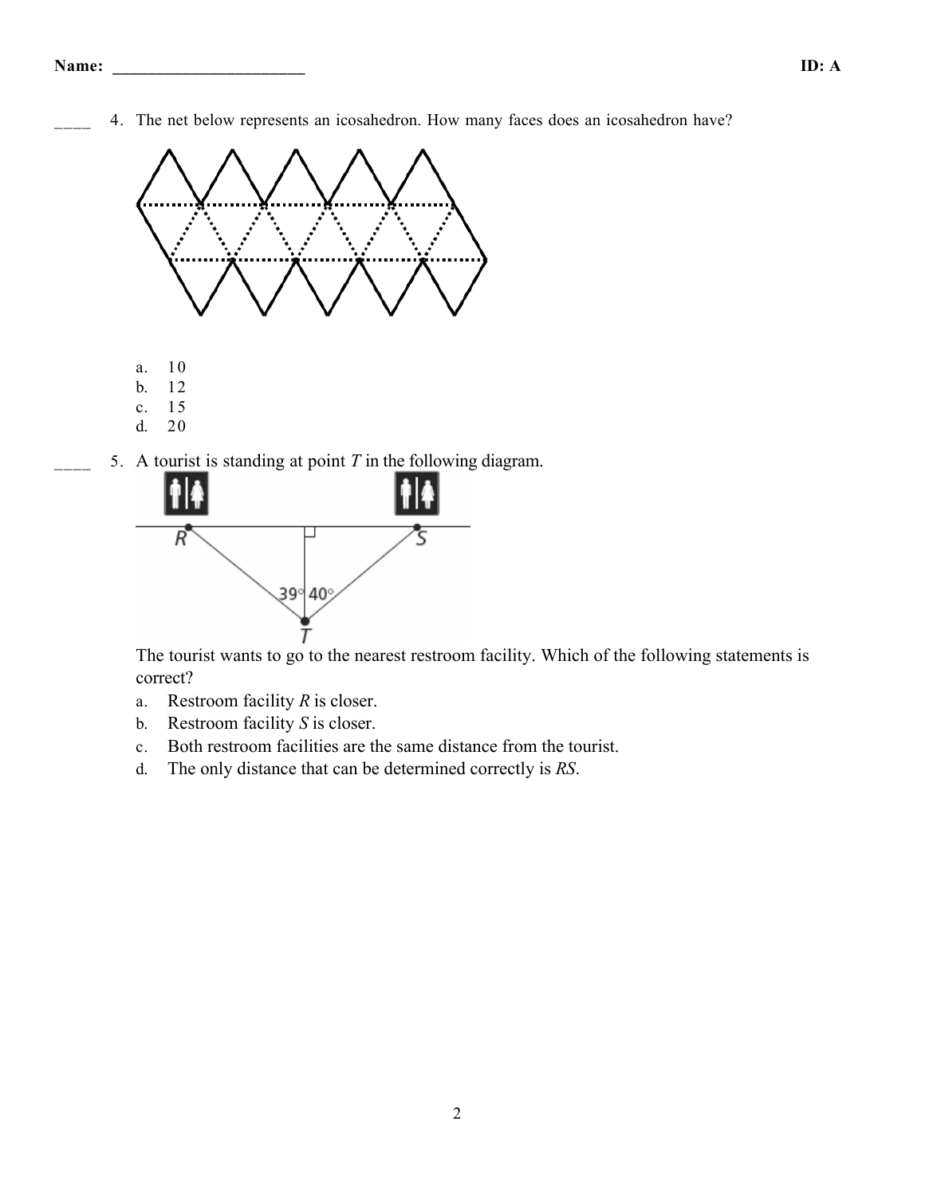____ 4. The net below represents an icosahedron. How many faces does an icosahedron have?

a. 10
b. 12
c. 15
d. 20

____ 5. A tourist is standing at point $T$ in the following diagram.

The tourist wants to go to the nearest restroom facility. Which of the following statements is correct?

a. Restroom facility $R$ is closer.
b. Restroom facility $S$ is closer.
c. Both restroom facilities are the same distance from the tourist.
d. The only distance that can be determined correctly is $RS$.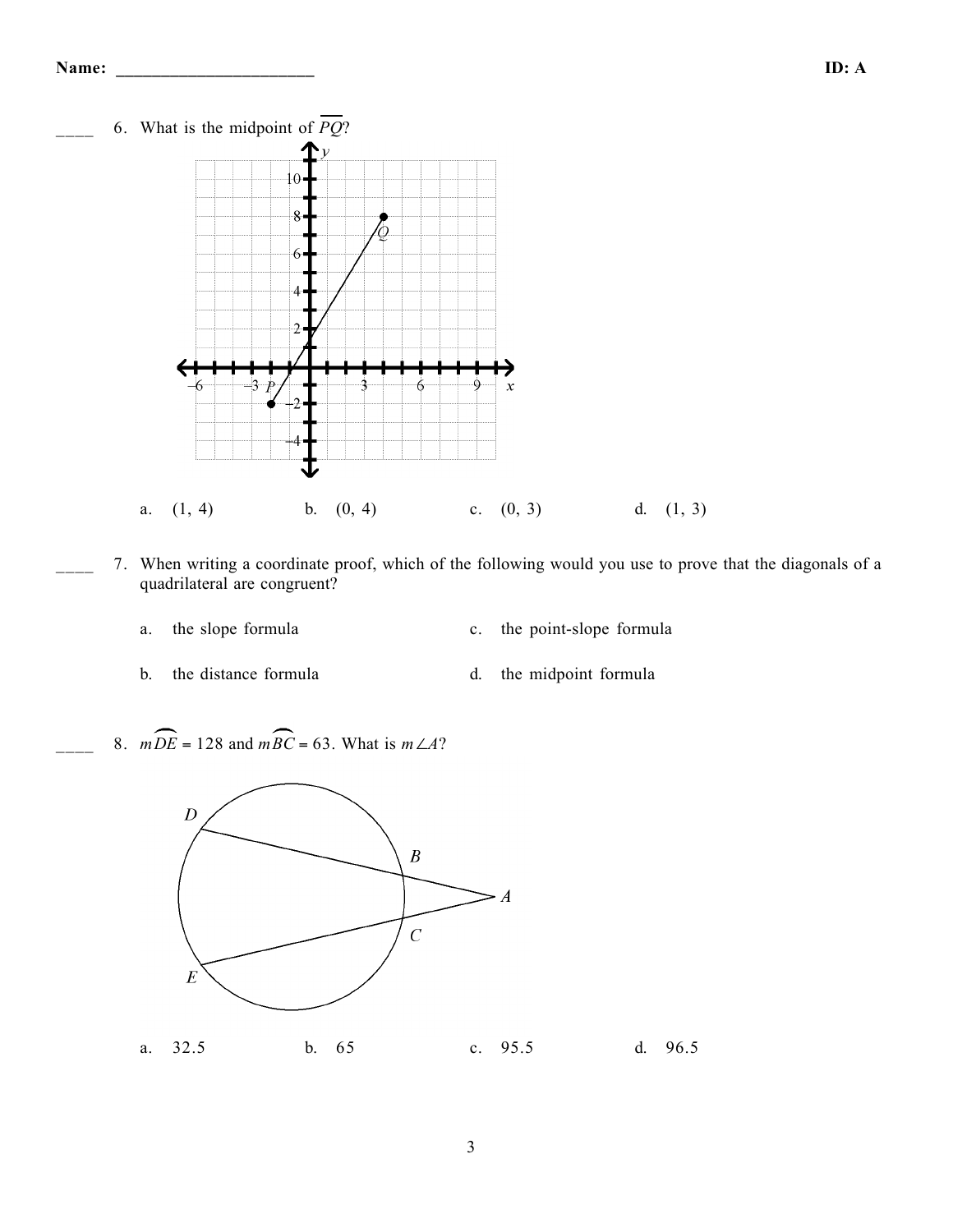Name: ______________________ ID: A

____ 6. What is the midpoint of $\overline{PQ}$?

a. (1, 4) b. (0, 4) c. (0, 3) d. (1, 3)

____ 7. When writing a coordinate proof, which of the following would you use to prove that the diagonals of a quadrilateral are congruent?

a. the slope formula
b. the distance formula
c. the point-slope formula
d. the midpoint formula

____ 8. $m\overset{\frown}{DE} = 128$ and $m\overset{\frown}{BC} = 63$. What is $m\angle A$?

a. 32.5 b. 65 c. 95.5 d. 96.5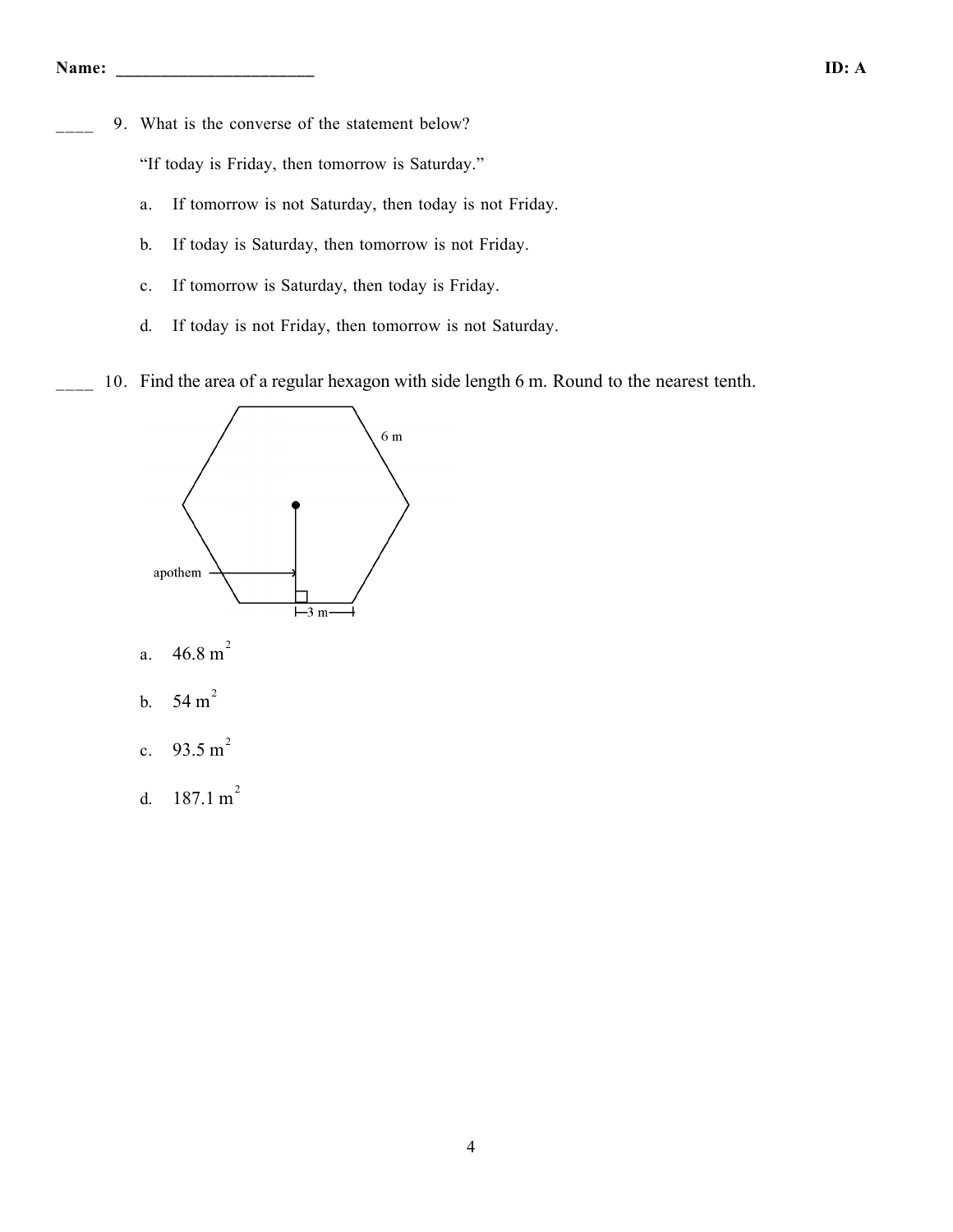Name: ______________________ ID: A

____ 9. What is the converse of the statement below?

"If today is Friday, then tomorrow is Saturday."

a. If tomorrow is not Saturday, then today is not Friday.

b. If today is Saturday, then tomorrow is not Friday.

c. If tomorrow is Saturday, then today is Friday.

d. If today is not Friday, then tomorrow is not Saturday.

____ 10. Find the area of a regular hexagon with side length 6 m. Round to the nearest tenth.

6 m

apothem

3 m

a. $46.8\ \text{m}^2$

b. $54\ \text{m}^2$

c. $93.5\ \text{m}^2$

d. $187.1\ \text{m}^2$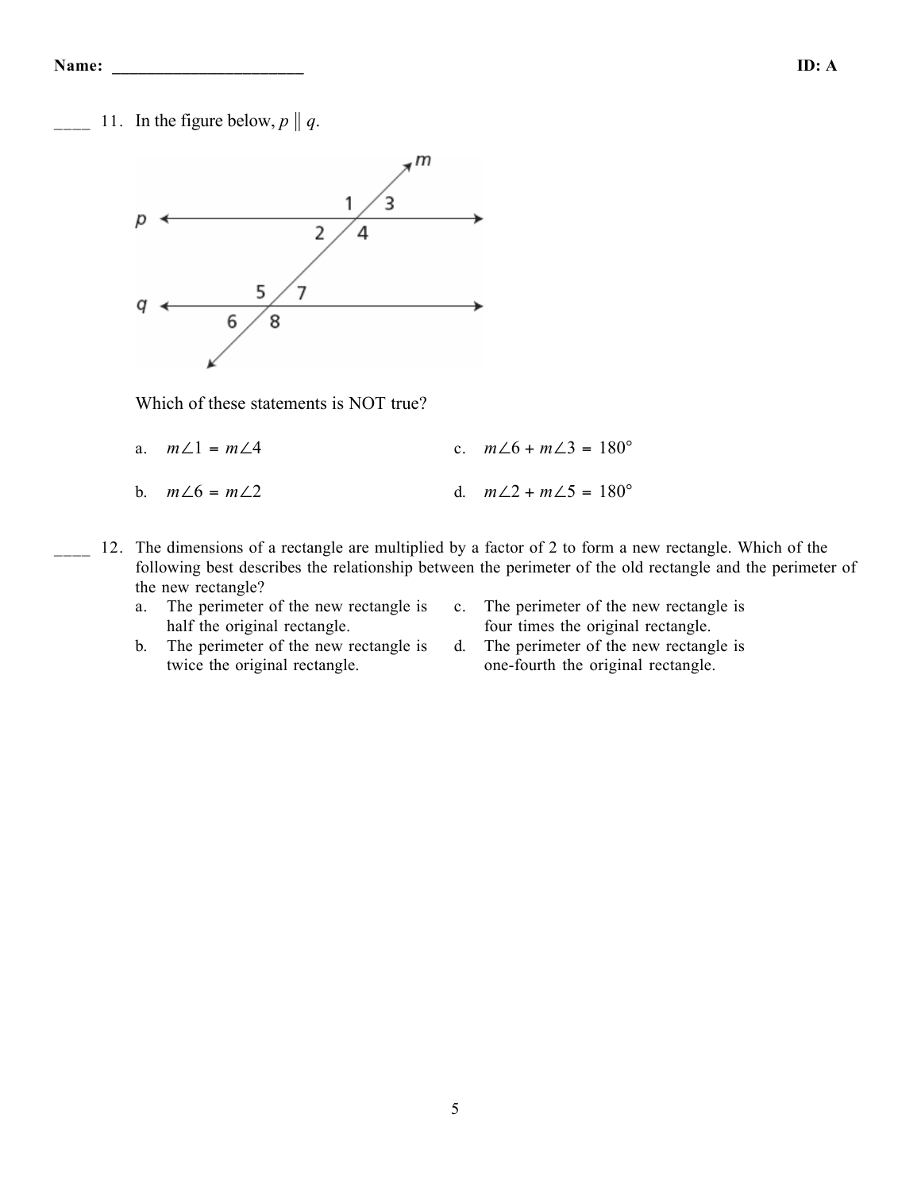Name: ______________________ **ID: A**

____ 11. In the figure below, $p \parallel q$.

Which of these statements is NOT true?

a. $m\angle 1 = m\angle 4$

b. $m\angle 6 = m\angle 2$

c. $m\angle 6 + m\angle 3 = 180°$

d. $m\angle 2 + m\angle 5 = 180°$

____ 12. The dimensions of a rectangle are multiplied by a factor of 2 to form a new rectangle. Which of the following best describes the relationship between the perimeter of the old rectangle and the perimeter of the new rectangle?

a. The perimeter of the new rectangle is half the original rectangle.

b. The perimeter of the new rectangle is twice the original rectangle.

c. The perimeter of the new rectangle is four times the original rectangle.

d. The perimeter of the new rectangle is one-fourth the original rectangle.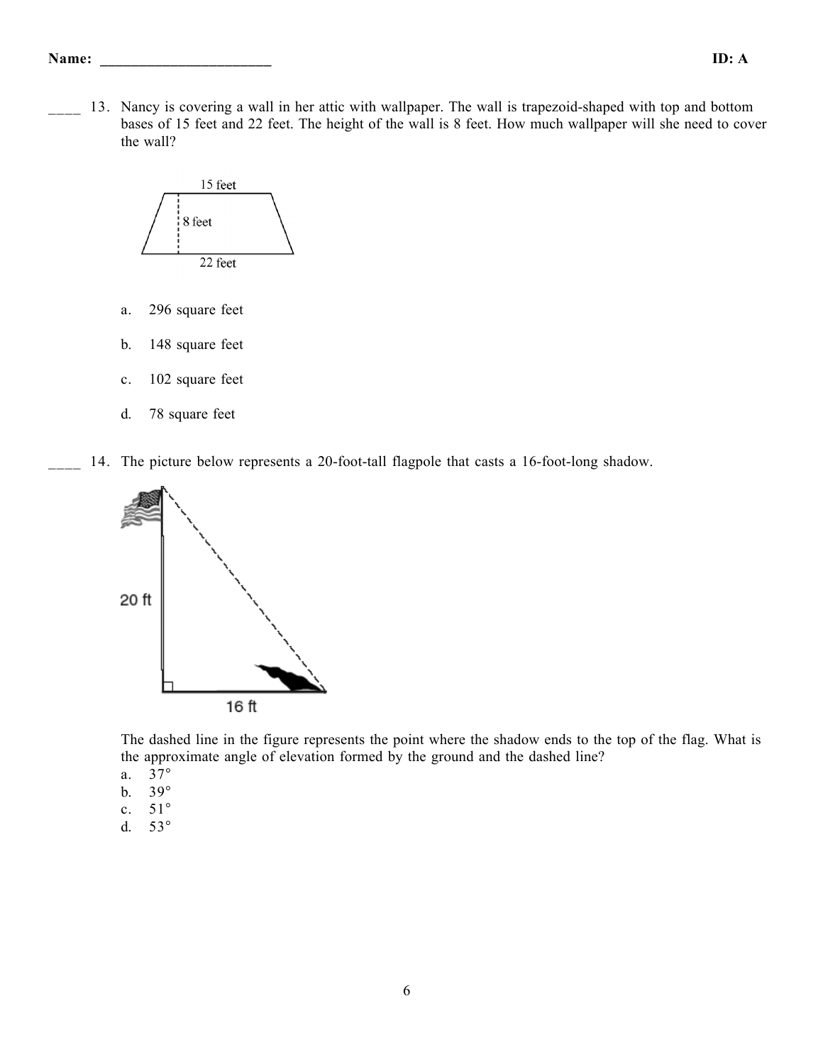Name: ______________________ ID: A

____ 13. Nancy is covering a wall in her attic with wallpaper. The wall is trapezoid-shaped with top and bottom bases of 15 feet and 22 feet. The height of the wall is 8 feet. How much wallpaper will she need to cover the wall?

15 feet

8 feet

22 feet

a. 296 square feet

b. 148 square feet

c. 102 square feet

d. 78 square feet

____ 14. The picture below represents a 20-foot-tall flagpole that casts a 16-foot-long shadow.

20 ft

16 ft

The dashed line in the figure represents the point where the shadow ends to the top of the flag. What is the approximate angle of elevation formed by the ground and the dashed line?

a. 37°
b. 39°
c. 51°
d. 53°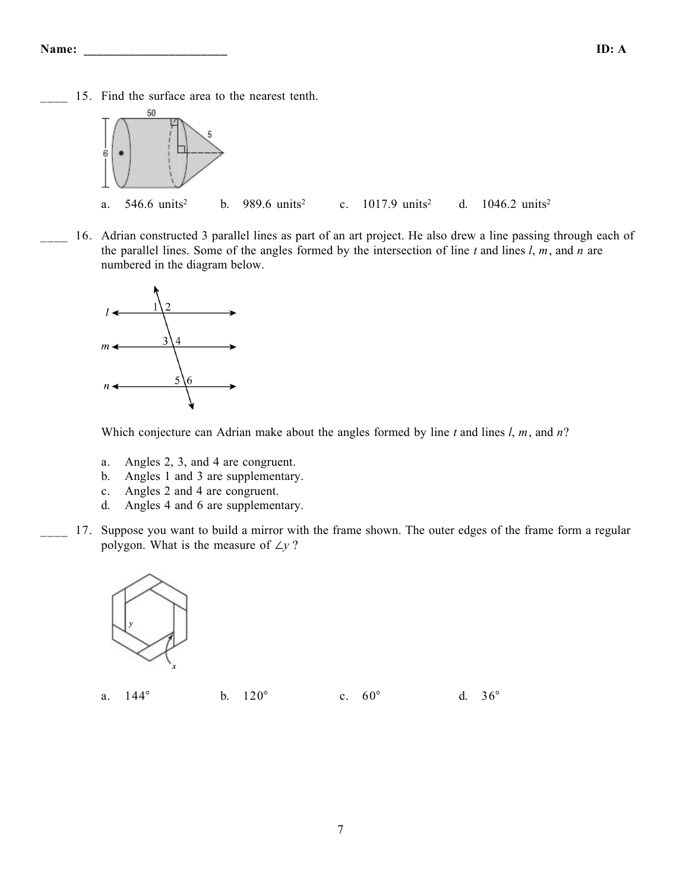**Name: ______________________** **ID: A**

____ 15. Find the surface area to the nearest tenth.

a. 546.6 $units^2$  b. 989.6 $units^2$  c. 1017.9 $units^2$  d. 1046.2 $units^2$

____ 16. Adrian constructed 3 parallel lines as part of an art project. He also drew a line passing through each of the parallel lines. Some of the angles formed by the intersection of line $t$ and lines $l$, $m$, and $n$ are numbered in the diagram below.

Which conjecture can Adrian make about the angles formed by line $t$ and lines $l$, $m$, and $n$?

a. Angles 2, 3, and 4 are congruent.
b. Angles 1 and 3 are supplementary.
c. Angles 2 and 4 are congruent.
d. Angles 4 and 6 are supplementary.

____ 17. Suppose you want to build a mirror with the frame shown. The outer edges of the frame form a regular polygon. What is the measure of $\angle y$ ?

a. 144°  b. 120°  c. 60°  d. 36°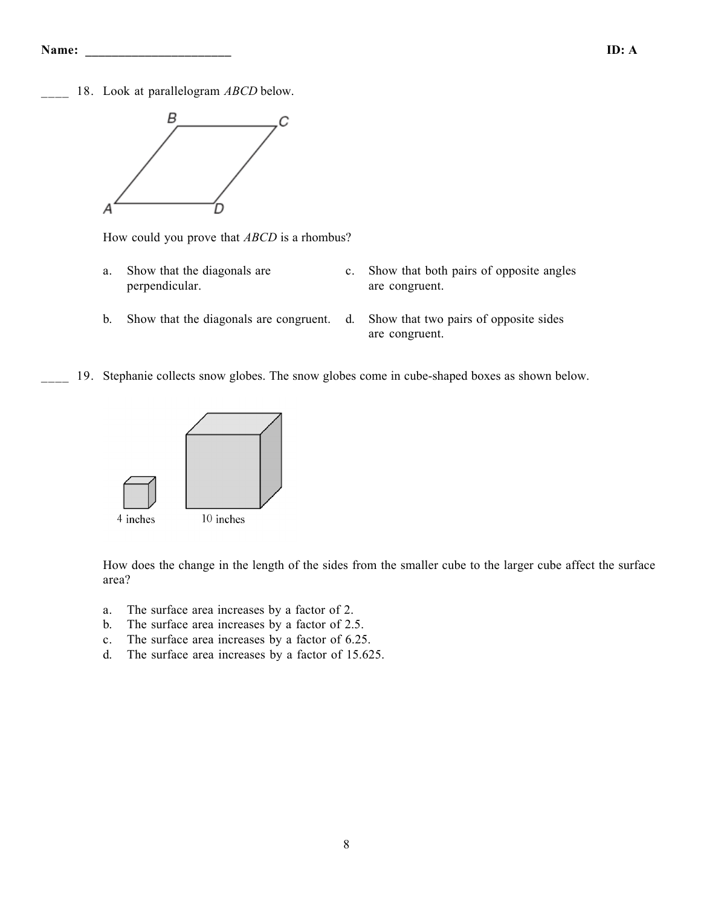Name: ______________________ ID: A

____ 18. Look at parallelogram *ABCD* below.

How could you prove that *ABCD* is a rhombus?

a. Show that the diagonals are perpendicular.

b. Show that the diagonals are congruent.

c. Show that both pairs of opposite angles are congruent.

d. Show that two pairs of opposite sides are congruent.

____ 19. Stephanie collects snow globes. The snow globes come in cube-shaped boxes as shown below.

4 inches 10 inches

How does the change in the length of the sides from the smaller cube to the larger cube affect the surface area?

a. The surface area increases by a factor of 2.
b. The surface area increases by a factor of 2.5.
c. The surface area increases by a factor of 6.25.
d. The surface area increases by a factor of 15.625.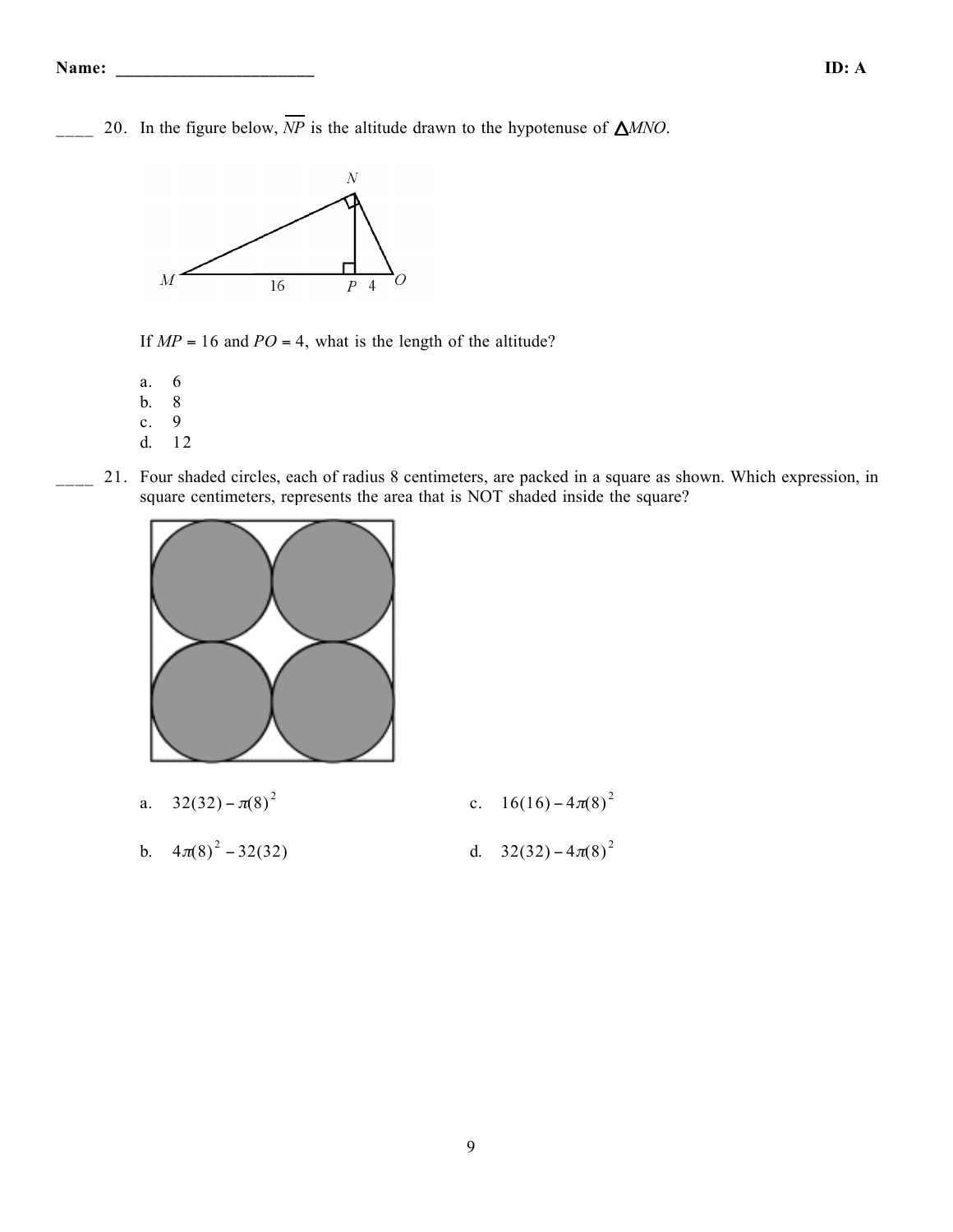____ 20. In the figure below, $\overline{NP}$ is the altitude drawn to the hypotenuse of $\triangle MNO$.

If $MP = 16$ and $PO = 4$, what is the length of the altitude?

a. 6
b. 8
c. 9
d. 12

____ 21. Four shaded circles, each of radius 8 centimeters, are packed in a square as shown. Which expression, in square centimeters, represents the area that is NOT shaded inside the square?

a. $32(32) - \pi(8)^2$

b. $4\pi(8)^2 - 32(32)$

c. $16(16) - 4\pi(8)^2$

d. $32(32) - 4\pi(8)^2$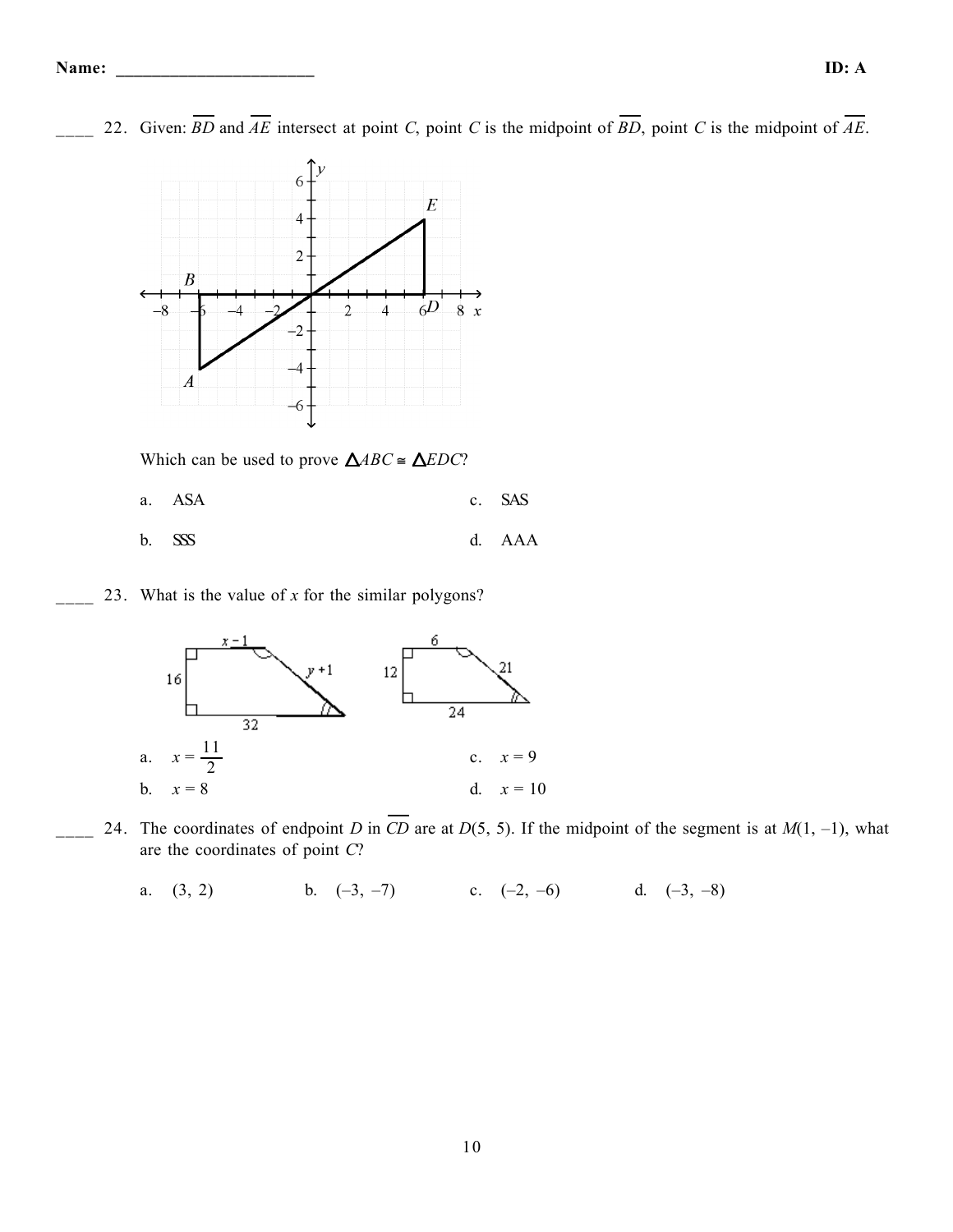____ 22. Given: $\overline{BD}$ and $\overline{AE}$ intersect at point $C$, point $C$ is the midpoint of $\overline{BD}$, point $C$ is the midpoint of $\overline{AE}$.

Which can be used to prove $\triangle ABC \cong \triangle EDC$?

a. ASA

b. SSS

c. SAS

d. AAA

____ 23. What is the value of $x$ for the similar polygons?

a. $x = \frac{11}{2}$

b. $x = 8$

c. $x = 9$

d. $x = 10$

____ 24. The coordinates of endpoint $D$ in $\overline{CD}$ are at $D(5, 5)$. If the midpoint of the segment is at $M(1, -1)$, what are the coordinates of point $C$?

a. $(3, 2)$

b. $(-3, -7)$

c. $(-2, -6)$

d. $(-3, -8)$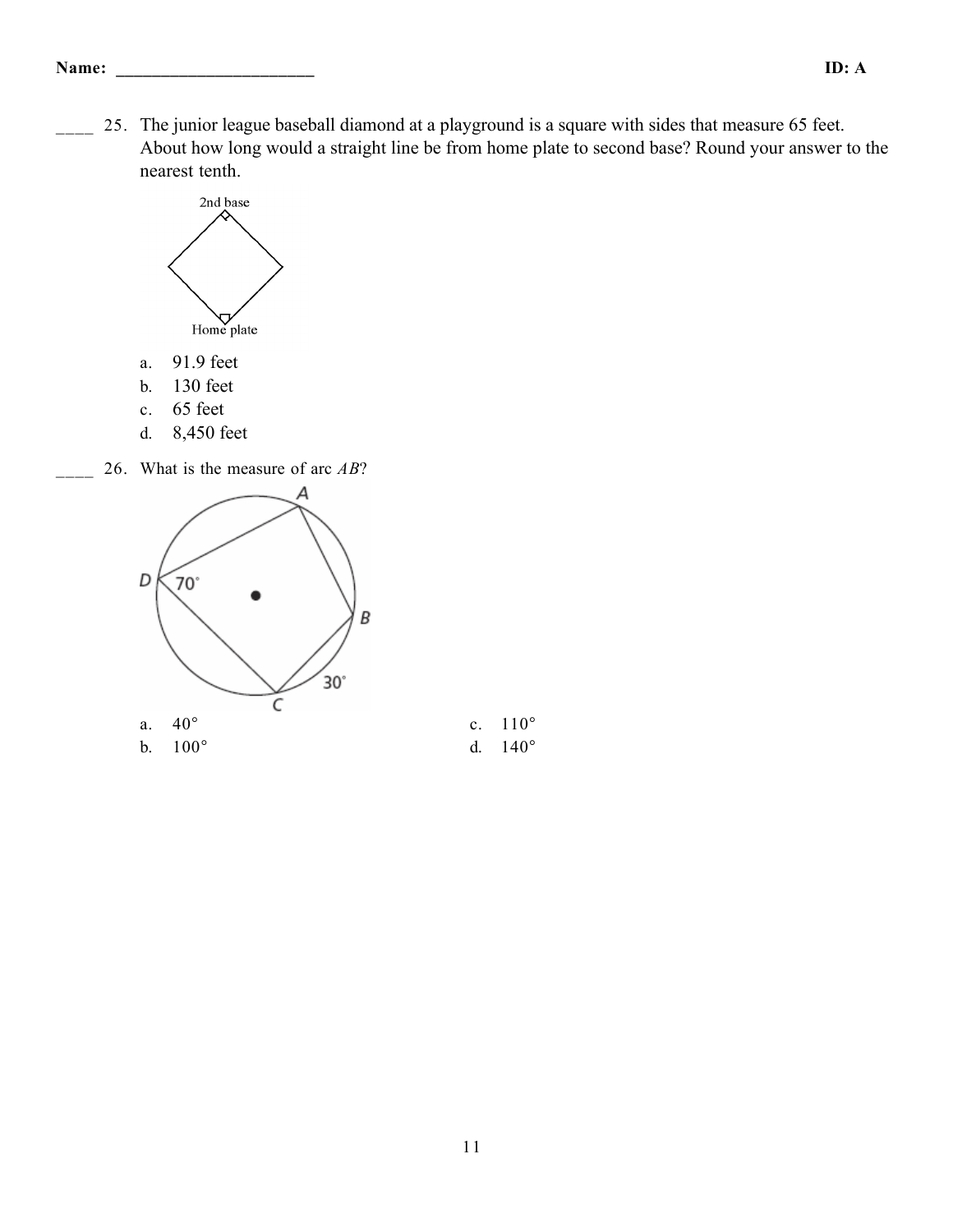Name: ______________________ ID: A

____ 25. The junior league baseball diamond at a playground is a square with sides that measure 65 feet. About how long would a straight line be from home plate to second base? Round your answer to the nearest tenth.

a. 91.9 feet
b. 130 feet
c. 65 feet
d. 8,450 feet

____ 26. What is the measure of arc *AB*?

a. 40°
b. 100°
c. 110°
d. 140°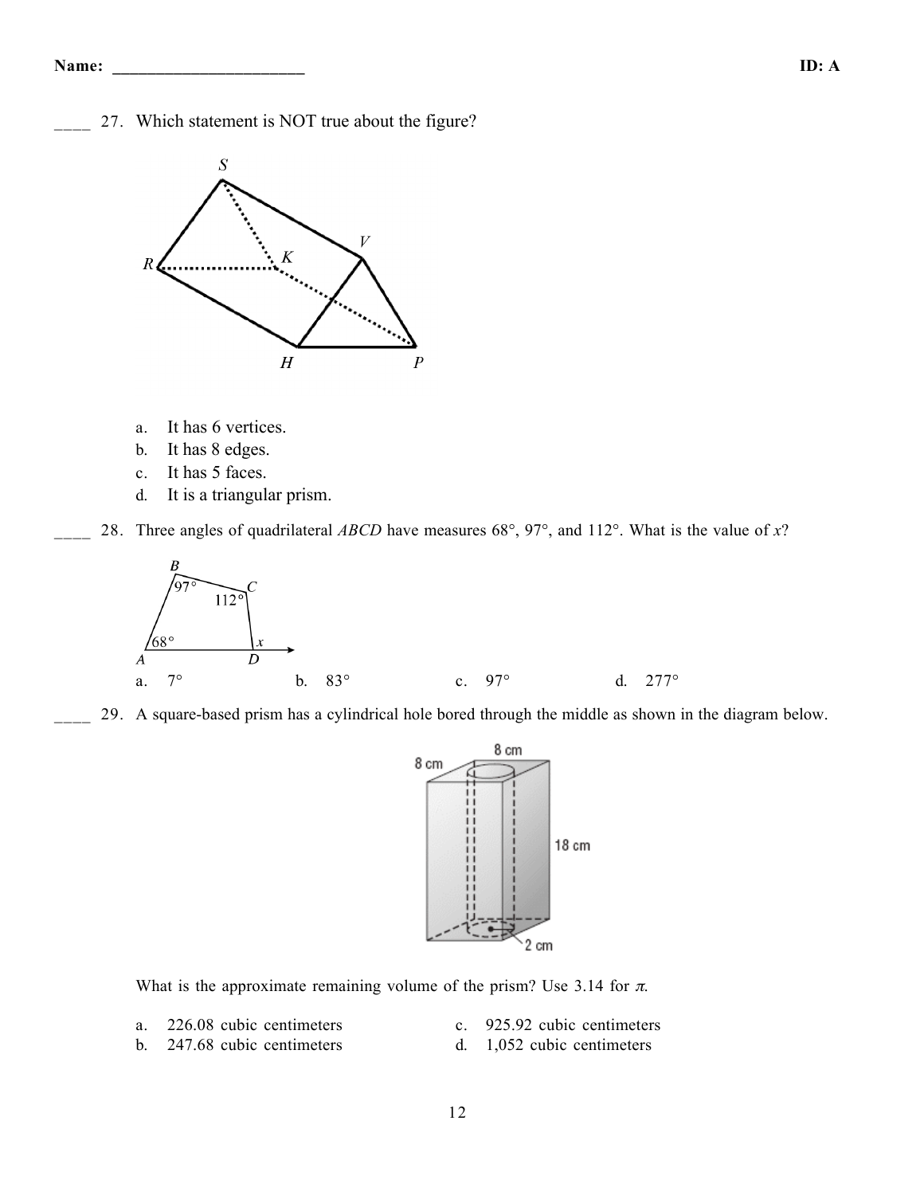____ 27. Which statement is NOT true about the figure?

a. It has 6 vertices.
b. It has 8 edges.
c. It has 5 faces.
d. It is a triangular prism.

____ 28. Three angles of quadrilateral *ABCD* have measures 68°, 97°, and 112°. What is the value of *x*?

a. 7°
b. 83°
c. 97°
d. 277°

____ 29. A square-based prism has a cylindrical hole bored through the middle as shown in the diagram below.

What is the approximate remaining volume of the prism? Use 3.14 for $\pi$.

a. 226.08 cubic centimeters
b. 247.68 cubic centimeters
c. 925.92 cubic centimeters
d. 1,052 cubic centimeters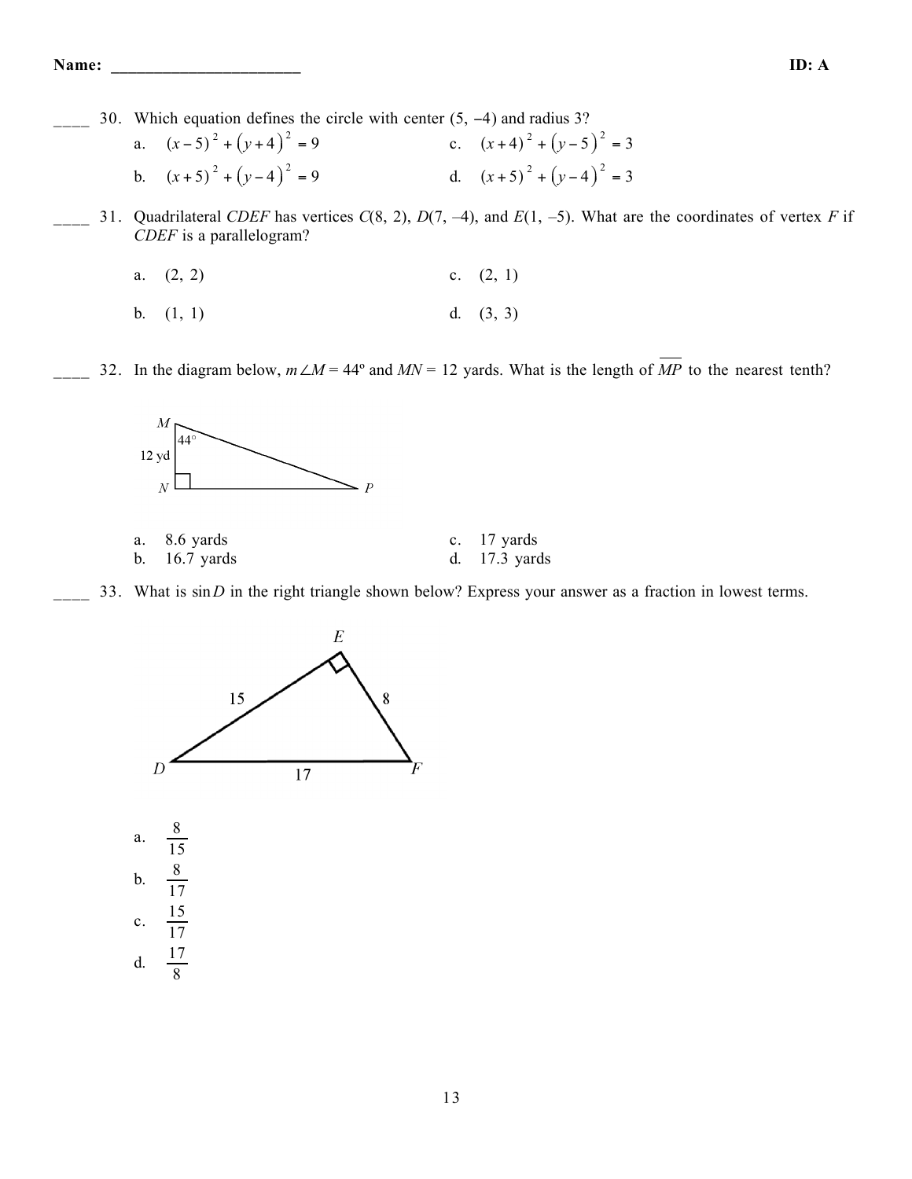____ 30. Which equation defines the circle with center (5, −4) and radius 3?

a. $(x-5)^2 + (y+4)^2 = 9$

b. $(x+5)^2 + (y-4)^2 = 9$

c. $(x+4)^2 + (y-5)^2 = 3$

d. $(x+5)^2 + (y-4)^2 = 3$

____ 31. Quadrilateral *CDEF* has vertices *C*(8, 2), *D*(7, –4), and *E*(1, –5). What are the coordinates of vertex *F* if *CDEF* is a parallelogram?

a. (2, 2)

b. (1, 1)

c. (2, 1)

d. (3, 3)

____ 32. In the diagram below, $m\angle M = 44°$ and *MN* = 12 yards. What is the length of $\overline{MP}$ to the nearest tenth?

M
44°
12 yd
N
P

a. 8.6 yards

b. 16.7 yards

c. 17 yards

d. 17.3 yards

____ 33. What is $\sin D$ in the right triangle shown below? Express your answer as a fraction in lowest terms.

E
15
8
D
17
F

a. $\frac{8}{15}$

b. $\frac{8}{17}$

c. $\frac{15}{17}$

d. $\frac{17}{8}$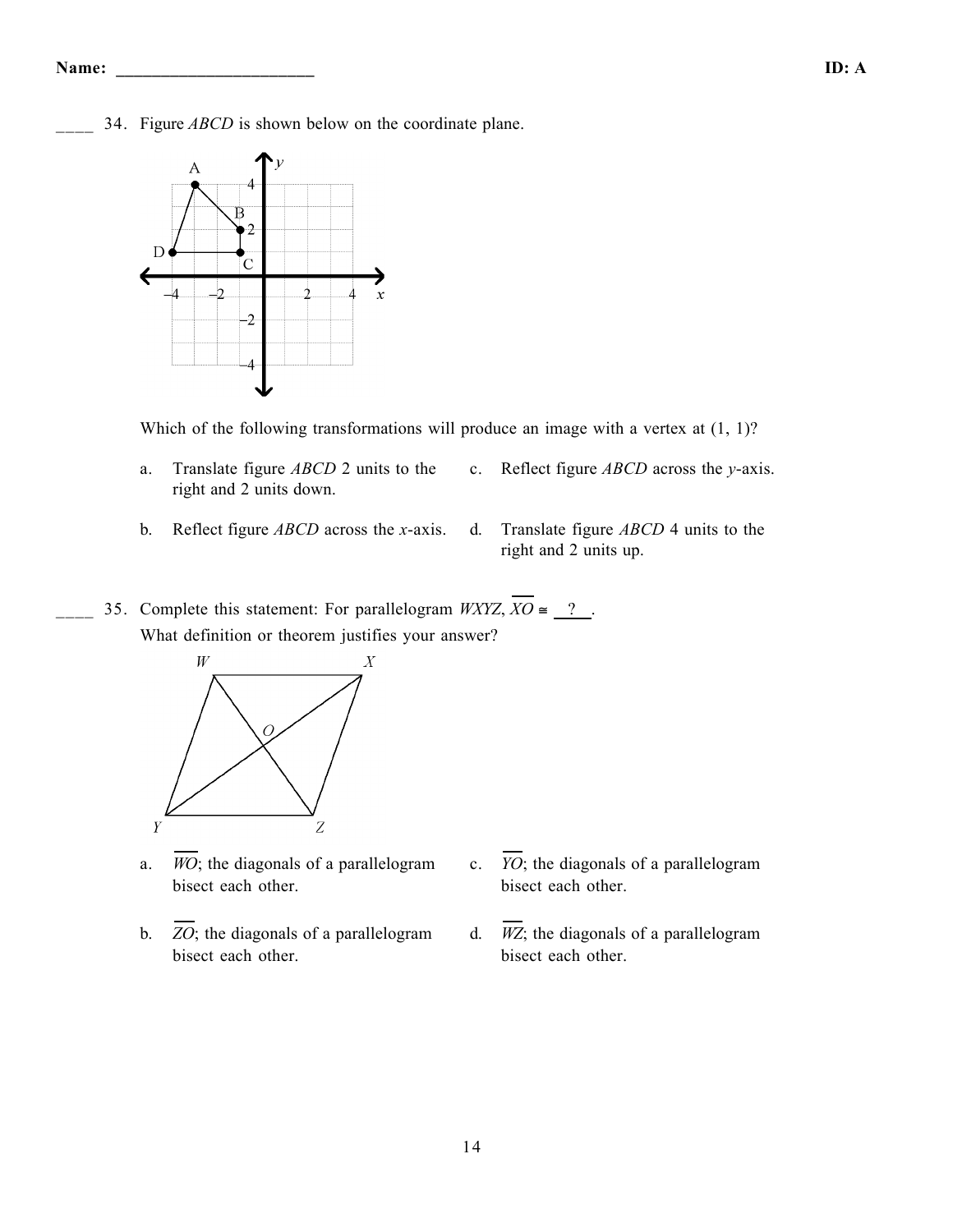Name: ______________________ ID: A

____ 34. Figure *ABCD* is shown below on the coordinate plane.

Which of the following transformations will produce an image with a vertex at (1, 1)?

a. Translate figure *ABCD* 2 units to the right and 2 units down.

b. Reflect figure *ABCD* across the $x$-axis.

c. Reflect figure *ABCD* across the $y$-axis.

d. Translate figure *ABCD* 4 units to the right and 2 units up.

____ 35. Complete this statement: For parallelogram *WXYZ*, $\overline{XO} \cong$ ___?___.
What definition or theorem justifies your answer?

a. $\overline{WO}$; the diagonals of a parallelogram bisect each other.

b. $\overline{ZO}$; the diagonals of a parallelogram bisect each other.

c. $\overline{YO}$; the diagonals of a parallelogram bisect each other.

d. $\overline{WZ}$; the diagonals of a parallelogram bisect each other.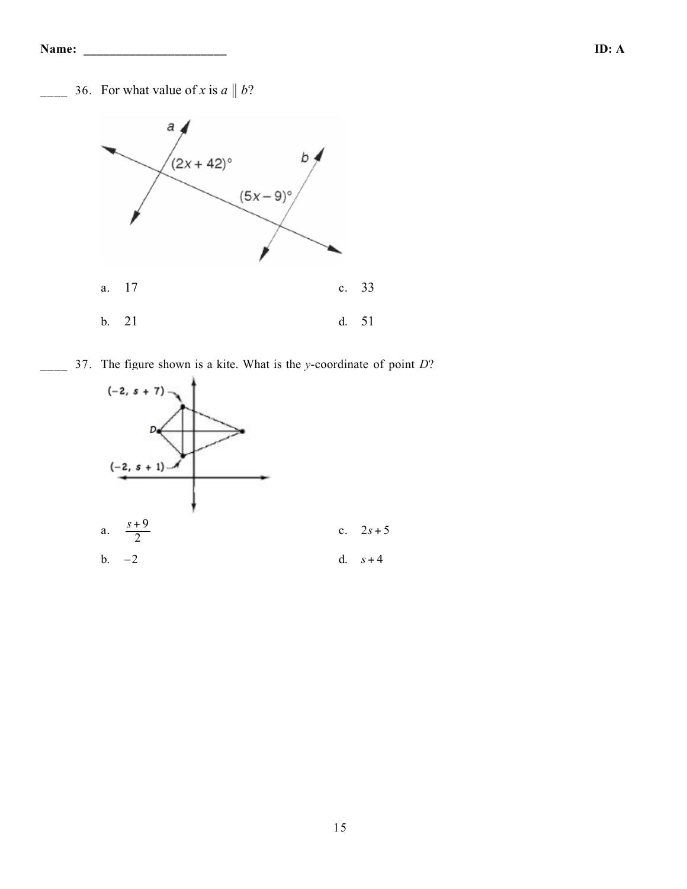____ 36. For what value of $x$ is $a \parallel b$?

a. 17

b. 21

c. 33

d. 51

____ 37. The figure shown is a kite. What is the $y$-coordinate of point $D$?

a. $\frac{s+9}{2}$

b. $-2$

c. $2s+5$

d. $s+4$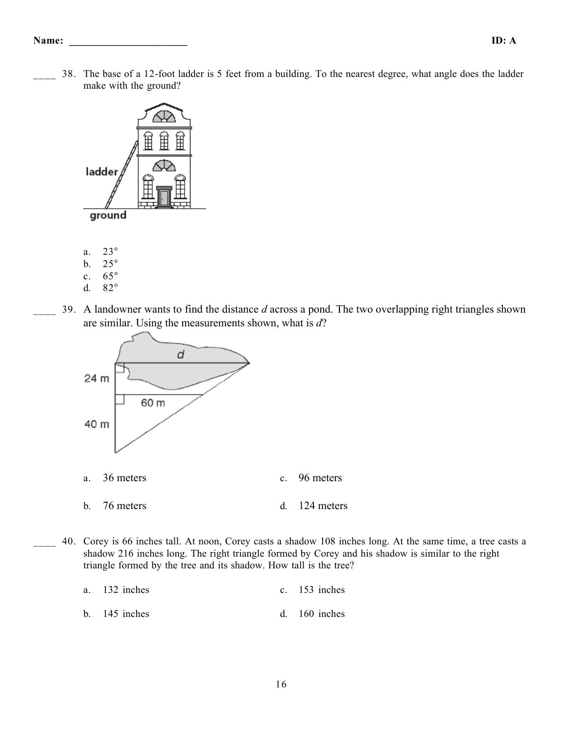____ 38. The base of a 12-foot ladder is 5 feet from a building. To the nearest degree, what angle does the ladder make with the ground?

ladder

ground

a. 23°
b. 25°
c. 65°
d. 82°

____ 39. A landowner wants to find the distance *d* across a pond. The two overlapping right triangles shown are similar. Using the measurements shown, what is *d*?

*d*

24 m

60 m

40 m

a. 36 meters
b. 76 meters
c. 96 meters
d. 124 meters

____ 40. Corey is 66 inches tall. At noon, Corey casts a shadow 108 inches long. At the same time, a tree casts a shadow 216 inches long. The right triangle formed by Corey and his shadow is similar to the right triangle formed by the tree and its shadow. How tall is the tree?

a. 132 inches
b. 145 inches
c. 153 inches
d. 160 inches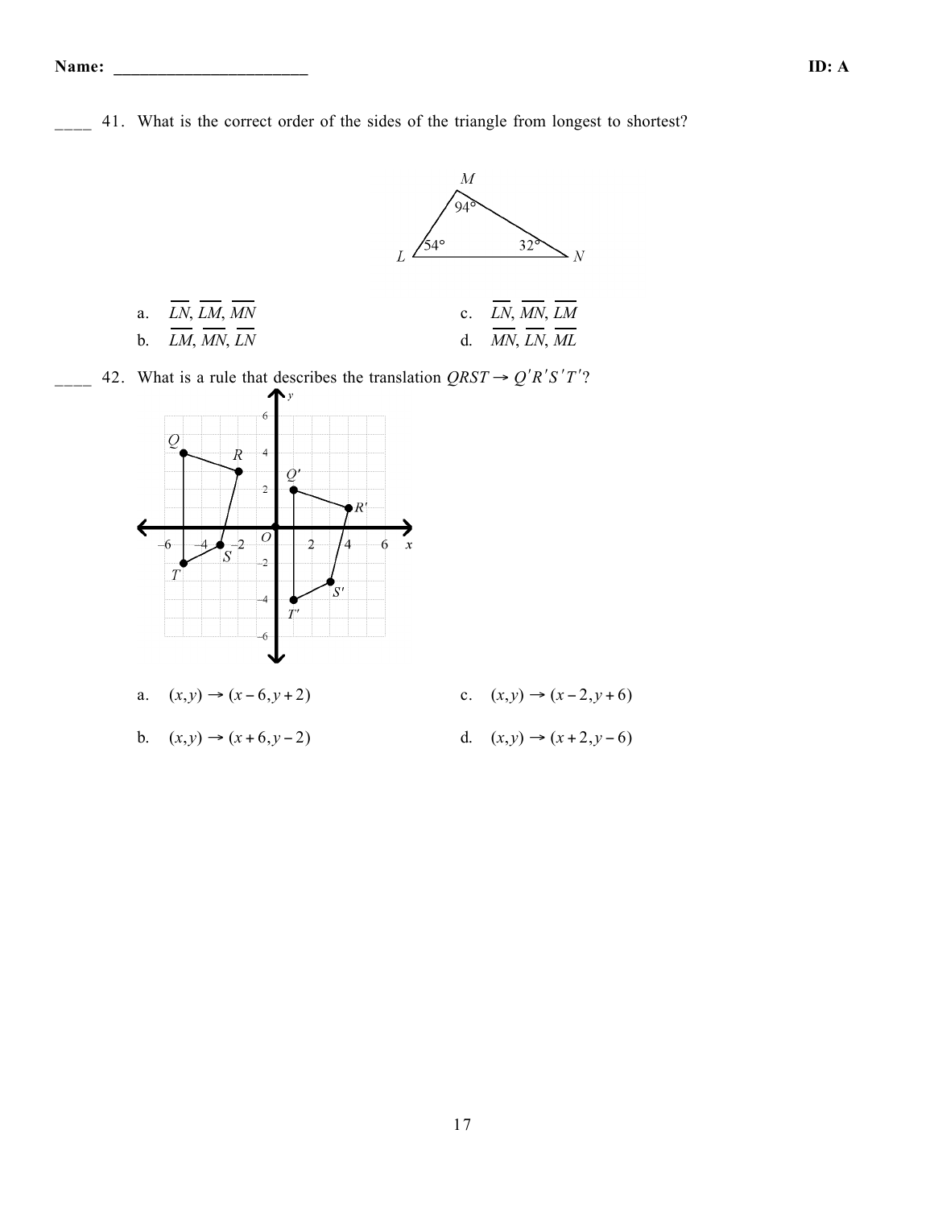____ 41. What is the correct order of the sides of the triangle from longest to shortest?

a. $\overline{LN}$, $\overline{LM}$, $\overline{MN}$
b. $\overline{LM}$, $\overline{MN}$, $\overline{LN}$
c. $\overline{LN}$, $\overline{MN}$, $\overline{LM}$
d. $\overline{MN}$, $\overline{LN}$, $\overline{ML}$

____ 42. What is a rule that describes the translation $QRST \rightarrow Q'R'S'T'$?

a. $(x,y) \rightarrow (x-6, y+2)$
b. $(x,y) \rightarrow (x+6, y-2)$
c. $(x,y) \rightarrow (x-2, y+6)$
d. $(x,y) \rightarrow (x+2, y-6)$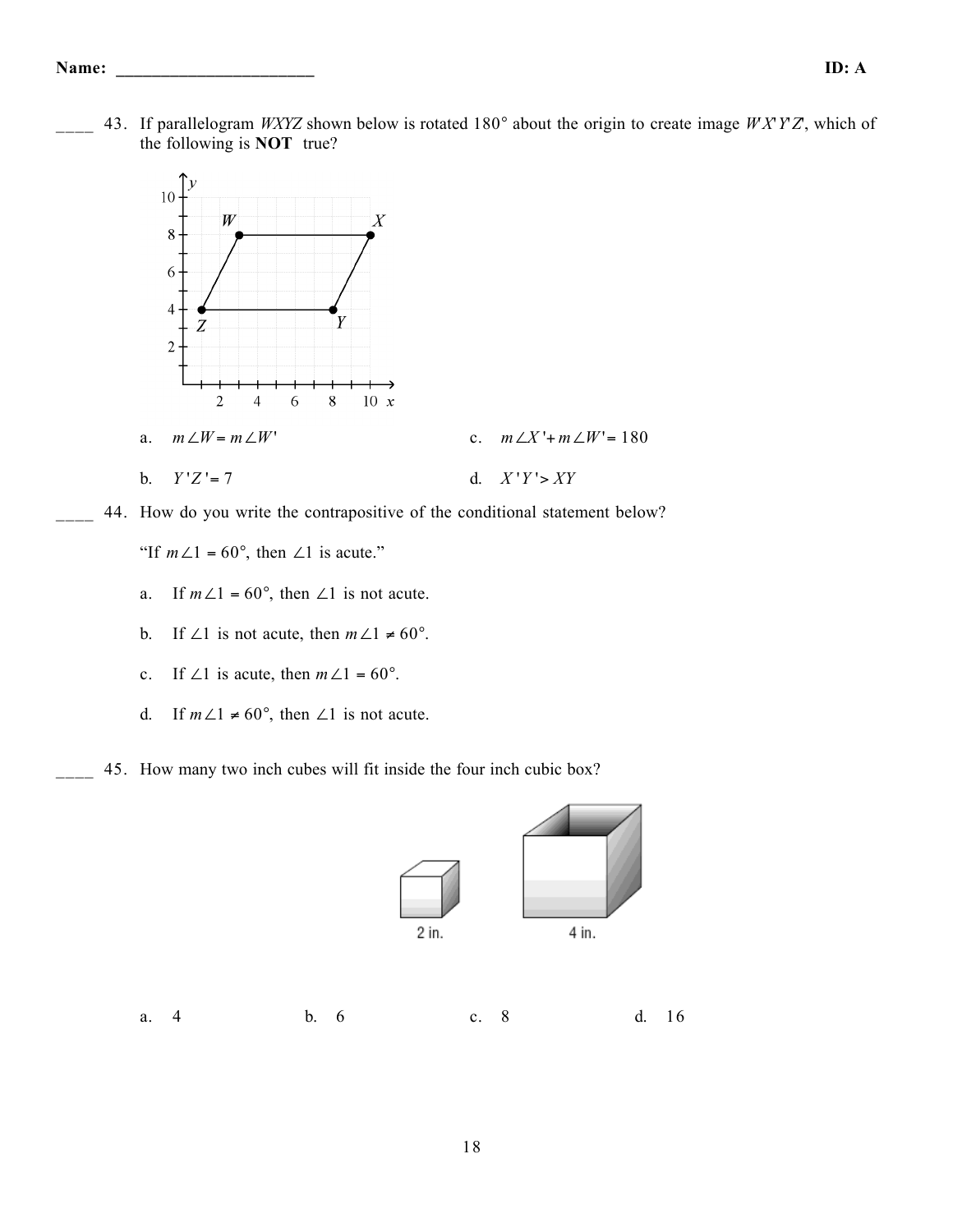Name: ______________________ ID: A

____ 43. If parallelogram $WXYZ$ shown below is rotated 180° about the origin to create image $W'X'Y'Z'$, which of the following is **NOT** true?

a. $m\angle W = m\angle W'$

b. $Y'Z' = 7$

c. $m\angle X' + m\angle W' = 180$

d. $X'Y' > XY$

____ 44. How do you write the contrapositive of the conditional statement below?

"If $m\angle 1 = 60°$, then $\angle 1$ is acute."

a. If $m\angle 1 = 60°$, then $\angle 1$ is not acute.

b. If $\angle 1$ is not acute, then $m\angle 1 \neq 60°$.

c. If $\angle 1$ is acute, then $m\angle 1 = 60°$.

d. If $m\angle 1 \neq 60°$, then $\angle 1$ is not acute.

____ 45. How many two inch cubes will fit inside the four inch cubic box?

2 in. 4 in.

a. 4 b. 6 c. 8 d. 16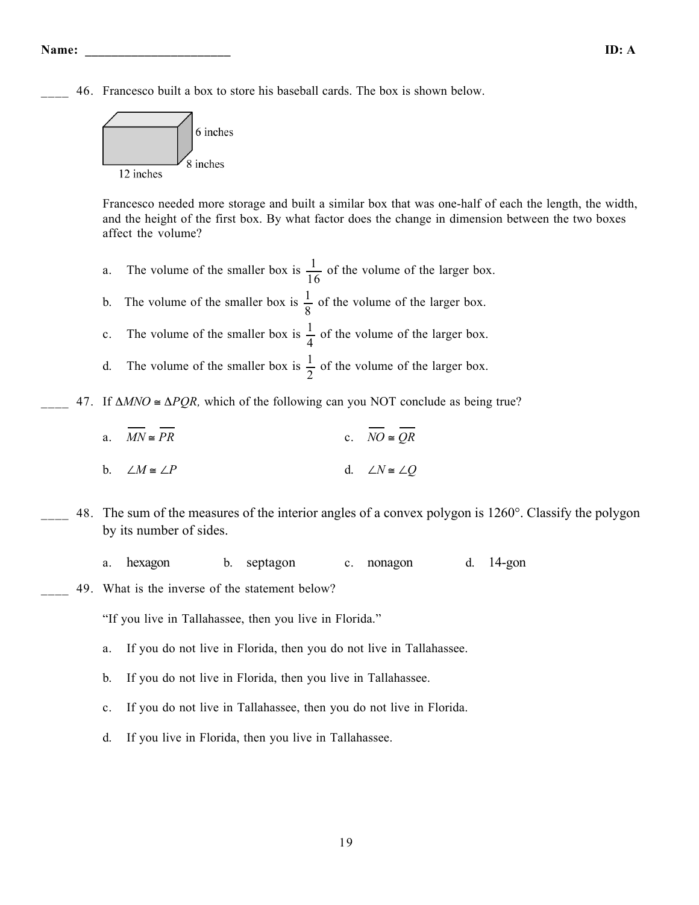Name: ______________________ **ID: A**

____ 46. Francesco built a box to store his baseball cards. The box is shown below.

6 inches

8 inches

12 inches

Francesco needed more storage and built a similar box that was one-half of each the length, the width, and the height of the first box. By what factor does the change in dimension between the two boxes affect the volume?

a. The volume of the smaller box is $\frac{1}{16}$ of the volume of the larger box.

b. The volume of the smaller box is $\frac{1}{8}$ of the volume of the larger box.

c. The volume of the smaller box is $\frac{1}{4}$ of the volume of the larger box.

d. The volume of the smaller box is $\frac{1}{2}$ of the volume of the larger box.

____ 47. If $\Delta MNO \cong \Delta PQR$, which of the following can you NOT conclude as being true?

a. $\overline{MN} \cong \overline{PR}$

b. $\angle M \cong \angle P$

c. $\overline{NO} \cong \overline{QR}$

d. $\angle N \cong \angle Q$

____ 48. The sum of the measures of the interior angles of a convex polygon is 1260°. Classify the polygon by its number of sides.

a. hexagon  b. septagon  c. nonagon  d. 14-gon

____ 49. What is the inverse of the statement below?

"If you live in Tallahassee, then you live in Florida."

a. If you do not live in Florida, then you do not live in Tallahassee.

b. If you do not live in Florida, then you live in Tallahassee.

c. If you do not live in Tallahassee, then you do not live in Florida.

d. If you live in Florida, then you live in Tallahassee.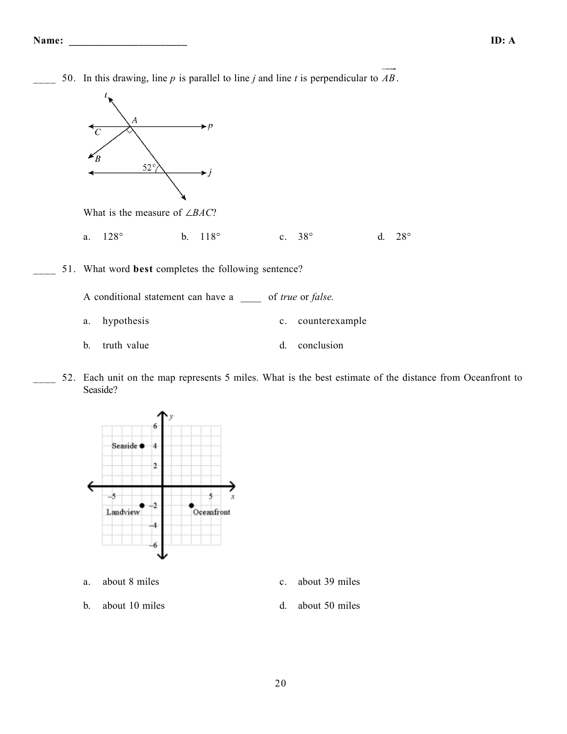____ 50. In this drawing, line *p* is parallel to line *j* and line *t* is perpendicular to $\overrightarrow{AB}$.

What is the measure of $\angle BAC$?

a. 128°     b. 118°     c. 38°     d. 28°

____ 51. What word **best** completes the following sentence?

A conditional statement can have a ____ of *true* or *false.*

a. hypothesis

b. truth value

c. counterexample

d. conclusion

____ 52. Each unit on the map represents 5 miles. What is the best estimate of the distance from Oceanfront to Seaside?

a. about 8 miles

b. about 10 miles

c. about 39 miles

d. about 50 miles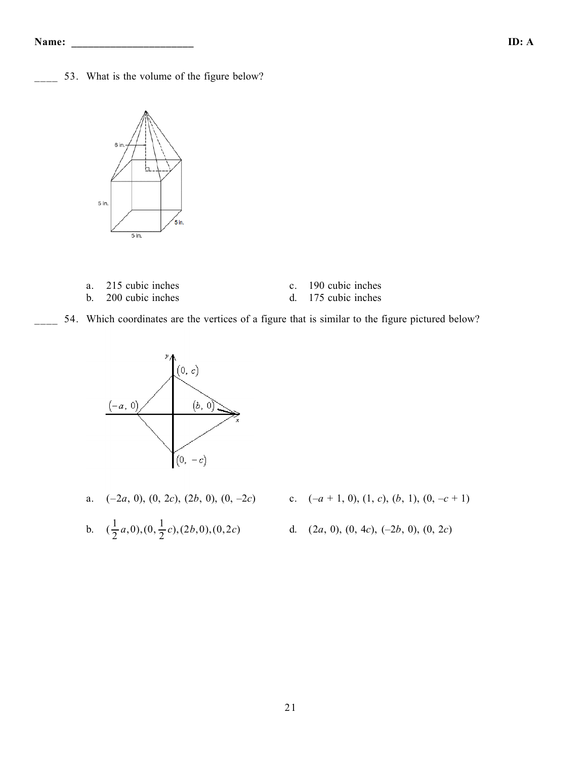Name: ______________________ ID: A

____ 53. What is the volume of the figure below?

6 in.

5 in.

5 in.

5 in.

a. 215 cubic inches
b. 200 cubic inches
c. 190 cubic inches
d. 175 cubic inches

____ 54. Which coordinates are the vertices of a figure that is similar to the figure pictured below?

$(0, c)$

$(-a, 0)$

$(b, 0)$

$(0, -c)$

a. $(-2a, 0), (0, 2c), (2b, 0), (0, -2c)$
b. $(\frac{1}{2}a, 0), (0, \frac{1}{2}c), (2b, 0), (0, 2c)$
c. $(-a + 1, 0), (1, c), (b, 1), (0, -c + 1)$
d. $(2a, 0), (0, 4c), (-2b, 0), (0, 2c)$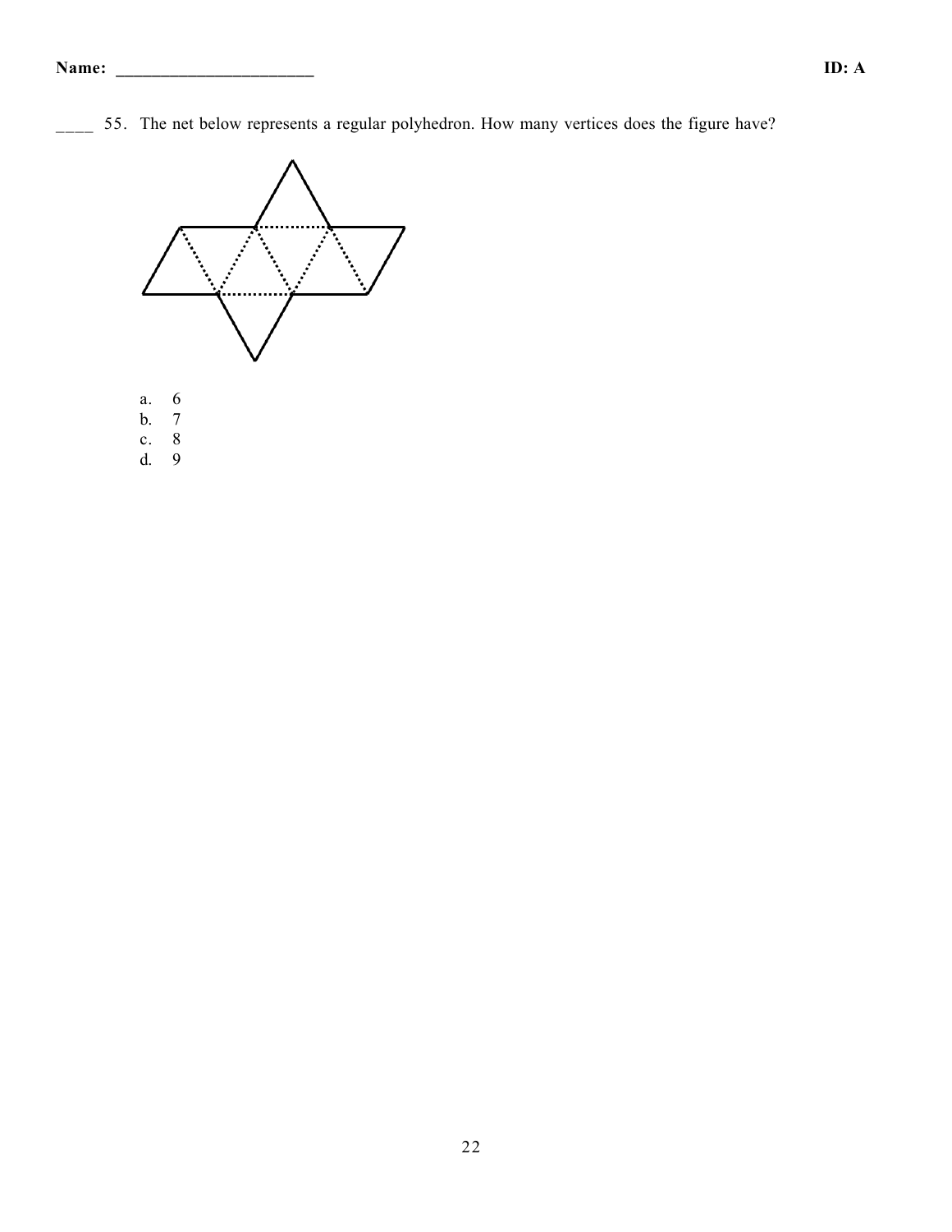____ 55. The net below represents a regular polyhedron. How many vertices does the figure have?

a. 6
b. 7
c. 8
d. 9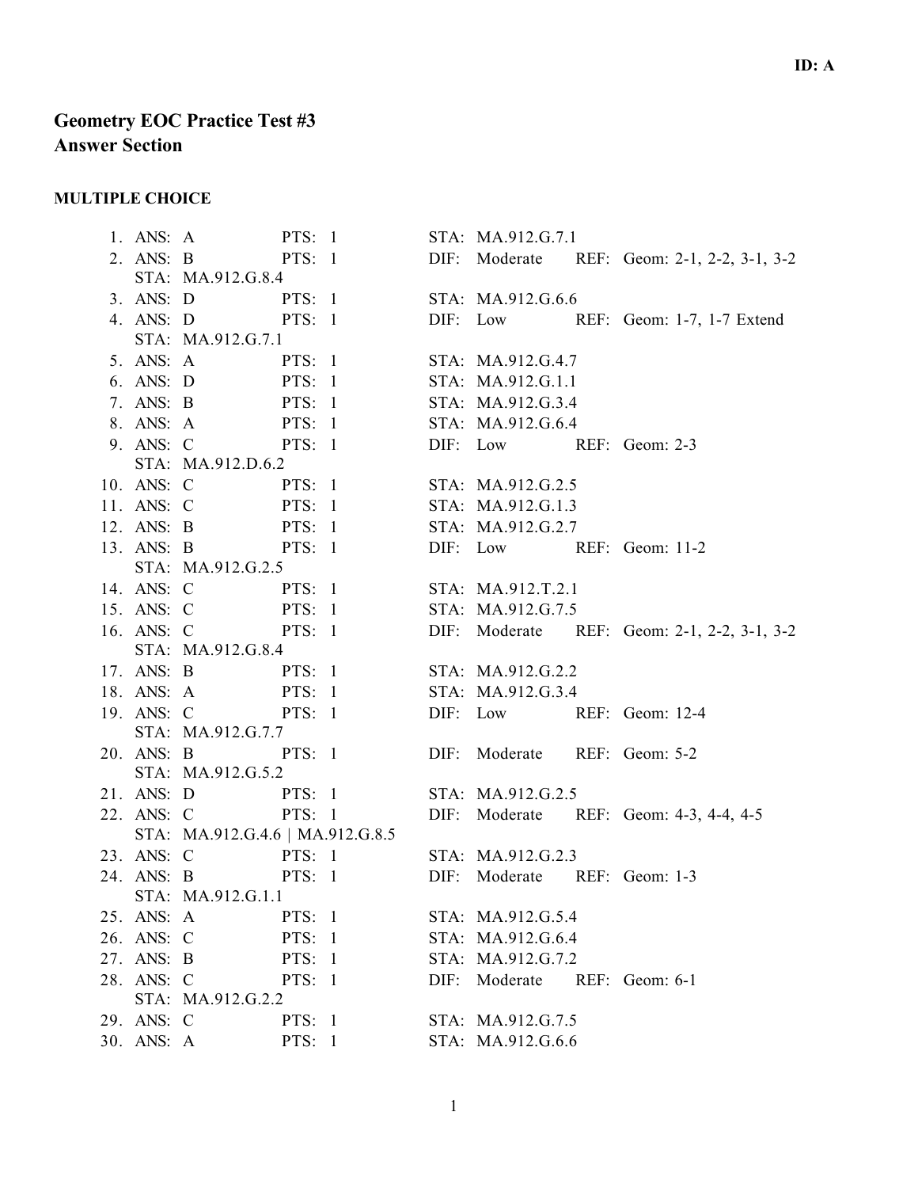**ID: A**

# Geometry EOC Practice Test #3
# Answer Section

### MULTIPLE CHOICE

1. ANS: A PTS: 1 STA: MA.912.G.7.1
2. ANS: B PTS: 1 DIF: Moderate REF: Geom: 2-1, 2-2, 3-1, 3-2
   STA: MA.912.G.8.4
3. ANS: D PTS: 1 STA: MA.912.G.6.6
4. ANS: D PTS: 1 DIF: Low REF: Geom: 1-7, 1-7 Extend
   STA: MA.912.G.7.1
5. ANS: A PTS: 1 STA: MA.912.G.4.7
6. ANS: D PTS: 1 STA: MA.912.G.1.1
7. ANS: B PTS: 1 STA: MA.912.G.3.4
8. ANS: A PTS: 1 STA: MA.912.G.6.4
9. ANS: C PTS: 1 DIF: Low REF: Geom: 2-3
   STA: MA.912.D.6.2
10. ANS: C PTS: 1 STA: MA.912.G.2.5
11. ANS: C PTS: 1 STA: MA.912.G.1.3
12. ANS: B PTS: 1 STA: MA.912.G.2.7
13. ANS: B PTS: 1 DIF: Low REF: Geom: 11-2
    STA: MA.912.G.2.5
14. ANS: C PTS: 1 STA: MA.912.T.2.1
15. ANS: C PTS: 1 STA: MA.912.G.7.5
16. ANS: C PTS: 1 DIF: Moderate REF: Geom: 2-1, 2-2, 3-1, 3-2
    STA: MA.912.G.8.4
17. ANS: B PTS: 1 STA: MA.912.G.2.2
18. ANS: A PTS: 1 STA: MA.912.G.3.4
19. ANS: C PTS: 1 DIF: Low REF: Geom: 12-4
    STA: MA.912.G.7.7
20. ANS: B PTS: 1 DIF: Moderate REF: Geom: 5-2
    STA: MA.912.G.5.2
21. ANS: D PTS: 1 STA: MA.912.G.2.5
22. ANS: C PTS: 1 DIF: Moderate REF: Geom: 4-3, 4-4, 4-5
    STA: MA.912.G.4.6 | MA.912.G.8.5
23. ANS: C PTS: 1 STA: MA.912.G.2.3
24. ANS: B PTS: 1 DIF: Moderate REF: Geom: 1-3
    STA: MA.912.G.1.1
25. ANS: A PTS: 1 STA: MA.912.G.5.4
26. ANS: C PTS: 1 STA: MA.912.G.6.4
27. ANS: B PTS: 1 STA: MA.912.G.7.2
28. ANS: C PTS: 1 DIF: Moderate REF: Geom: 6-1
    STA: MA.912.G.2.2
29. ANS: C PTS: 1 STA: MA.912.G.7.5
30. ANS: A PTS: 1 STA: MA.912.G.6.6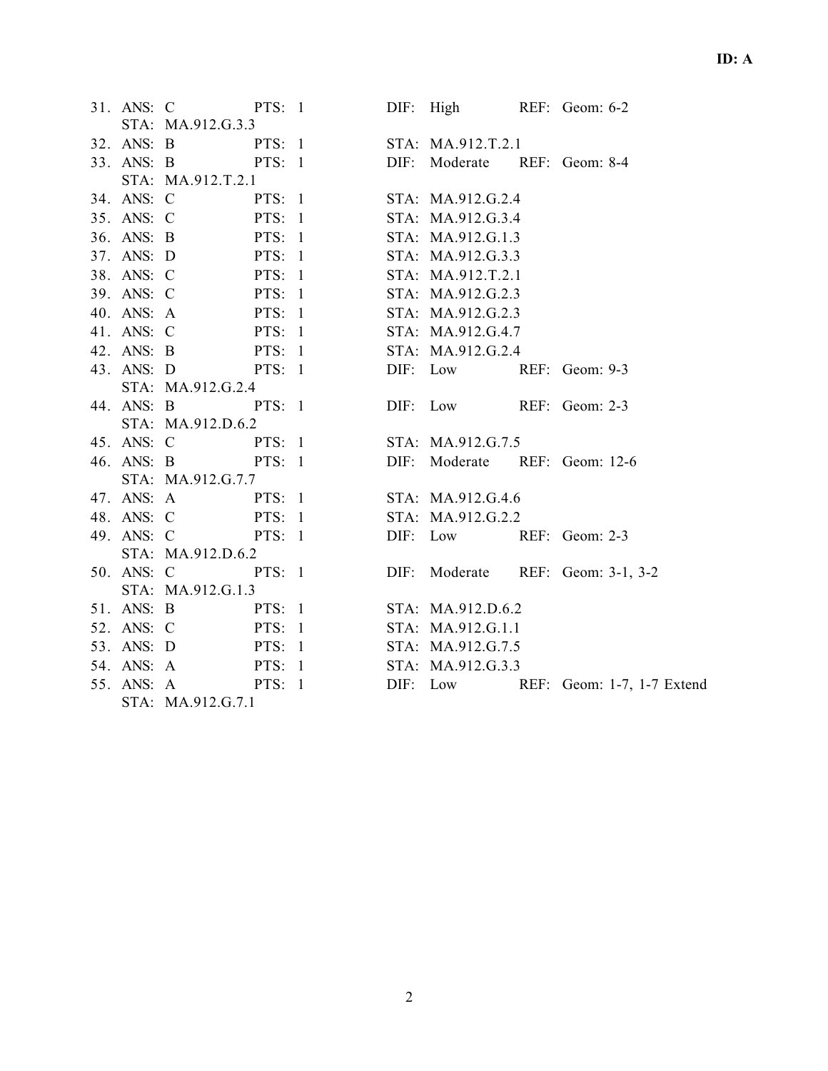**ID: A**

31. ANS: C PTS: 1 DIF: High REF: Geom: 6-2
    STA: MA.912.G.3.3
32. ANS: B PTS: 1 STA: MA.912.T.2.1
33. ANS: B PTS: 1 DIF: Moderate REF: Geom: 8-4
    STA: MA.912.T.2.1
34. ANS: C PTS: 1 STA: MA.912.G.2.4
35. ANS: C PTS: 1 STA: MA.912.G.3.4
36. ANS: B PTS: 1 STA: MA.912.G.1.3
37. ANS: D PTS: 1 STA: MA.912.G.3.3
38. ANS: C PTS: 1 STA: MA.912.T.2.1
39. ANS: C PTS: 1 STA: MA.912.G.2.3
40. ANS: A PTS: 1 STA: MA.912.G.2.3
41. ANS: C PTS: 1 STA: MA.912.G.4.7
42. ANS: B PTS: 1 STA: MA.912.G.2.4
43. ANS: D PTS: 1 DIF: Low REF: Geom: 9-3
    STA: MA.912.G.2.4
44. ANS: B PTS: 1 DIF: Low REF: Geom: 2-3
    STA: MA.912.D.6.2
45. ANS: C PTS: 1 STA: MA.912.G.7.5
46. ANS: B PTS: 1 DIF: Moderate REF: Geom: 12-6
    STA: MA.912.G.7.7
47. ANS: A PTS: 1 STA: MA.912.G.4.6
48. ANS: C PTS: 1 STA: MA.912.G.2.2
49. ANS: C PTS: 1 DIF: Low REF: Geom: 2-3
    STA: MA.912.D.6.2
50. ANS: C PTS: 1 DIF: Moderate REF: Geom: 3-1, 3-2
    STA: MA.912.G.1.3
51. ANS: B PTS: 1 STA: MA.912.D.6.2
52. ANS: C PTS: 1 STA: MA.912.G.1.1
53. ANS: D PTS: 1 STA: MA.912.G.7.5
54. ANS: A PTS: 1 STA: MA.912.G.3.3
55. ANS: A PTS: 1 DIF: Low REF: Geom: 1-7, 1-7 Extend
    STA: MA.912.G.7.1